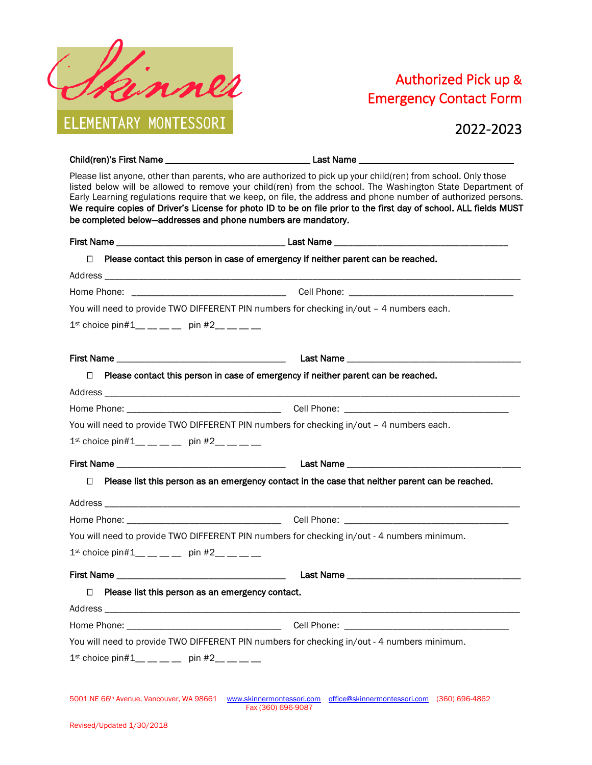Skinner ELEMENTARY MONTESSORI

# Authorized Pick up & Emergency Contact Form

## 2022-2023

**Child(ren)'s First Name** ______________________________ **Last Name** ________________________________

Please list anyone, other than parents, who are authorized to pick up your child(ren) from school. Only those listed below will be allowed to remove your child(ren) from the school. The Washington State Department of Early Learning regulations require that we keep, on file, the address and phone number of authorized persons. **We require copies of Driver's License for photo ID to be on file prior to the first day of school. ALL fields MUST be completed below—addresses and phone numbers are mandatory.**

**First Name** ___________________________________ **Last Name** ____________________________________

☐ **Please contact this person in case of emergency if neither parent can be reached.**

Address ________________________________________________________________________________________

Home Phone: ________________________________ Cell Phone: __________________________________

You will need to provide TWO DIFFERENT PIN numbers for checking in/out – 4 numbers each.

1st choice pin#1__ __ __ __ pin #2__ __ __ __

**First Name** ___________________________________ **Last Name** ____________________________________

☐ **Please contact this person in case of emergency if neither parent can be reached.**

Address ________________________________________________________________________________________

Home Phone: ________________________________ Cell Phone: __________________________________

You will need to provide TWO DIFFERENT PIN numbers for checking in/out – 4 numbers each.

1st choice pin#1__ __ __ __ pin #2__ __ __ __

**First Name** ___________________________________ **Last Name** ____________________________________

☐ **Please list this person as an emergency contact in the case that neither parent can be reached.**

Address ________________________________________________________________________________________

Home Phone: ________________________________ Cell Phone: __________________________________

You will need to provide TWO DIFFERENT PIN numbers for checking in/out - 4 numbers minimum.

1st choice pin#1__ __ __ __ pin #2__ __ __ __

**First Name** ___________________________________ **Last Name** ____________________________________

☐ **Please list this person as an emergency contact.**

Address ________________________________________________________________________________________

Home Phone: ________________________________ Cell Phone: __________________________________

You will need to provide TWO DIFFERENT PIN numbers for checking in/out - 4 numbers minimum.

1st choice pin#1__ __ __ __ pin #2__ __ __ __

5001 NE 66th Avenue, Vancouver, WA 98661 www.skinnermontessori.com office@skinnermontessori.com (360) 696-4862
Fax (360) 696-9087

Revised/Updated 1/30/2018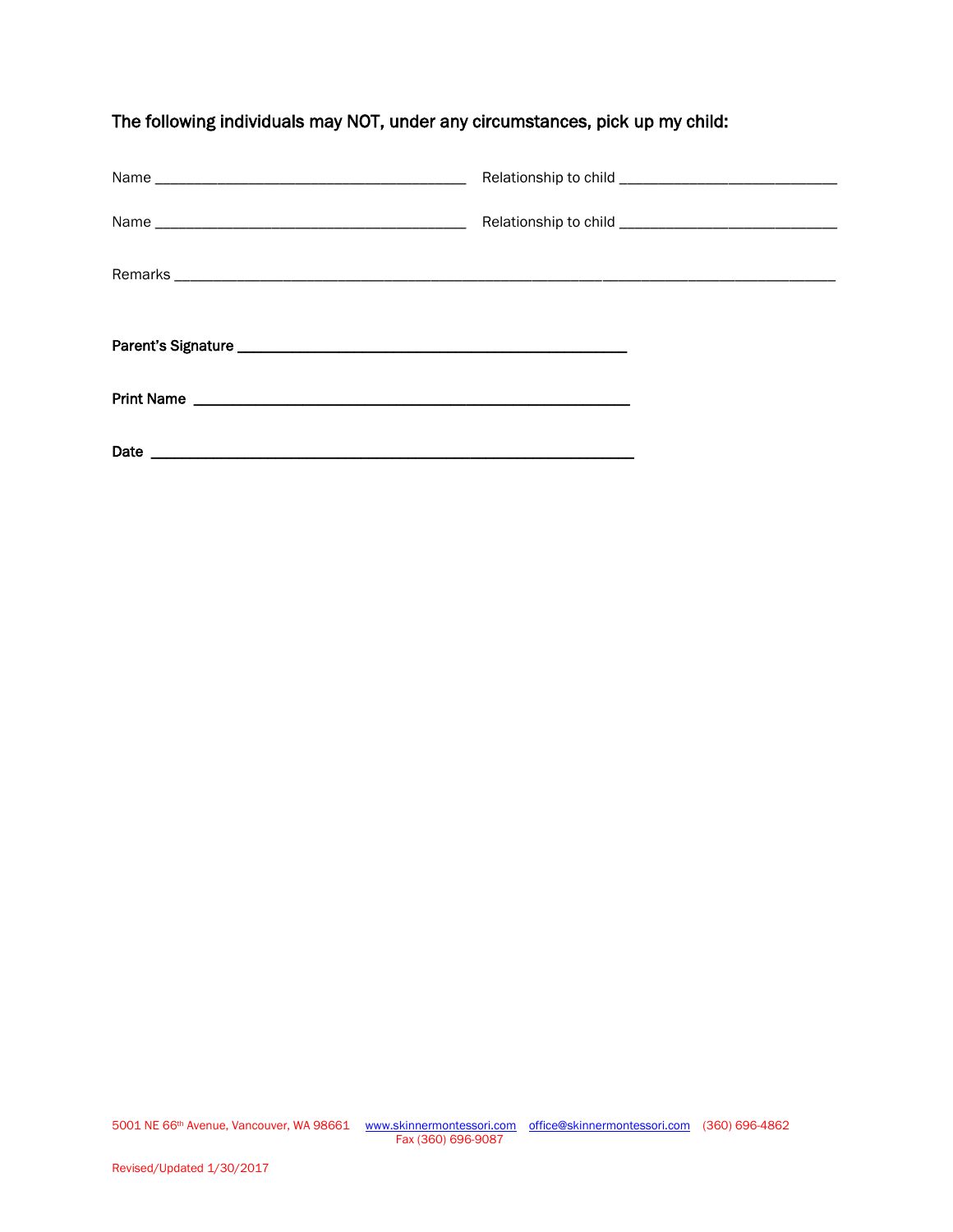**The following individuals may NOT, under any circumstances, pick up my child:**

Name ________________________________________ Relationship to child ____________________________

Name ________________________________________ Relationship to child ____________________________

Remarks _____________________________________________________________________________________

**Parent's Signature __________________________________________________**

**Print Name _______________________________________________________**

**Date _____________________________________________________________**

5001 NE 66th Avenue, Vancouver, WA 98661 www.skinnermontessori.com office@skinnermontessori.com (360) 696-4862
Fax (360) 696-9087

Revised/Updated 1/30/2017